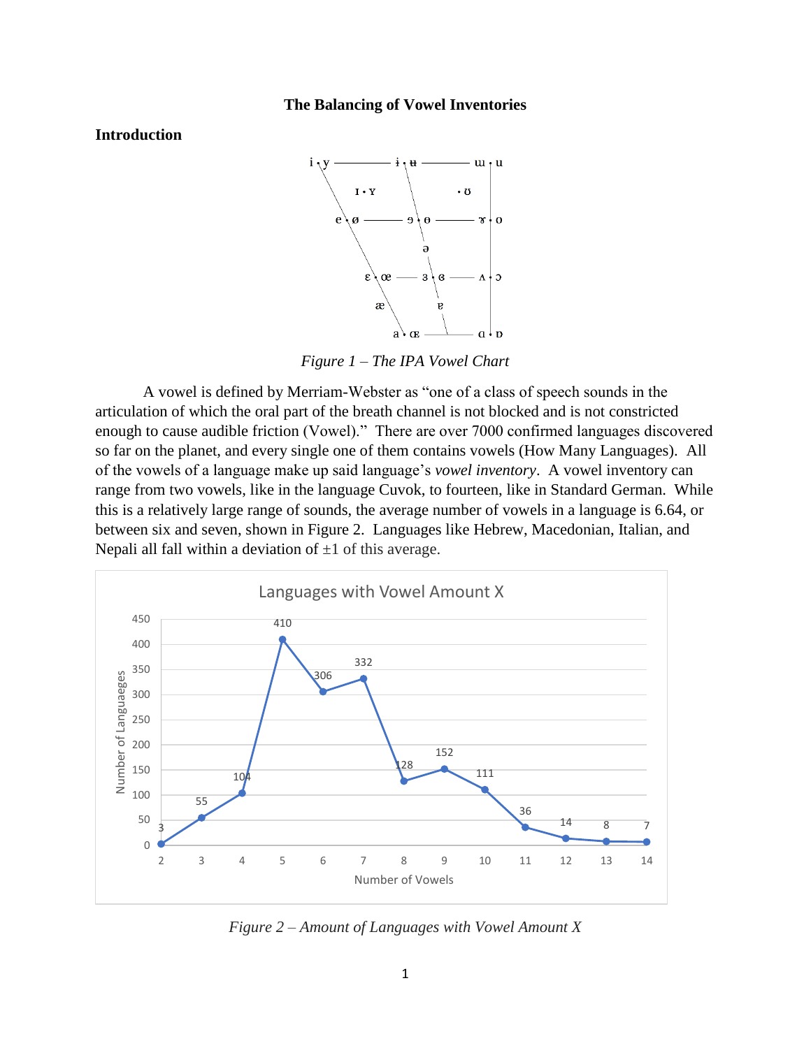**The Balancing of Vowel Inventories**

**Introduction**

*Figure 1 – The IPA Vowel Chart*

A vowel is defined by Merriam-Webster as "one of a class of speech sounds in the articulation of which the oral part of the breath channel is not blocked and is not constricted enough to cause audible friction (Vowel)." There are over 7000 confirmed languages discovered so far on the planet, and every single one of them contains vowels (How Many Languages). All of the vowels of a language make up said language's *vowel inventory*. A vowel inventory can range from two vowels, like in the language Cuvok, to fourteen, like in Standard German. While this is a relatively large range of sounds, the average number of vowels in a language is 6.64, or between six and seven, shown in Figure 2. Languages like Hebrew, Macedonian, Italian, and Nepali all fall within a deviation of ±1 of this average.

*Figure 2 – Amount of Languages with Vowel Amount X*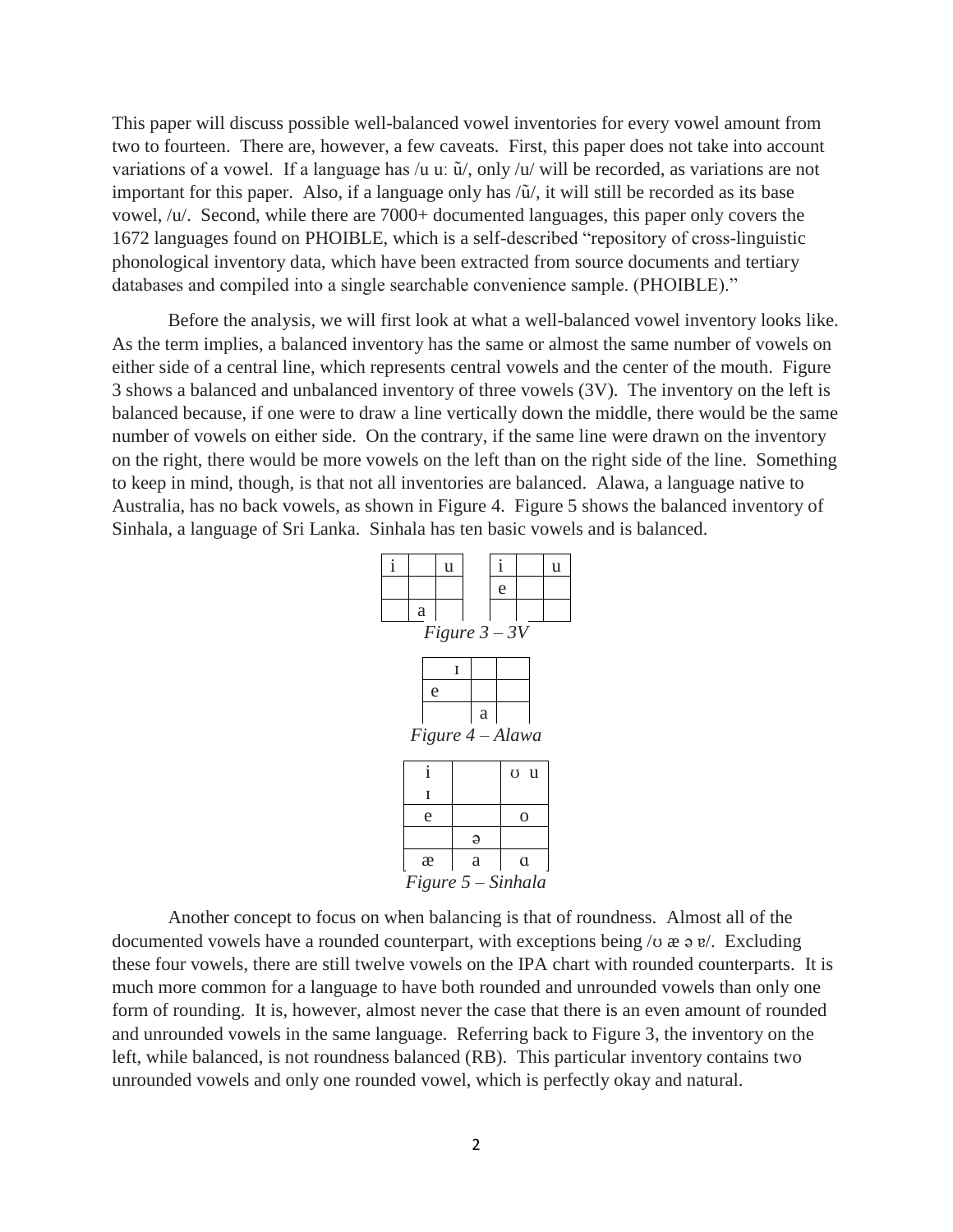This paper will discuss possible well-balanced vowel inventories for every vowel amount from two to fourteen. There are, however, a few caveats. First, this paper does not take into account variations of a vowel. If a language has /u uː ũ/, only /u/ will be recorded, as variations are not important for this paper. Also, if a language only has /ũ/, it will still be recorded as its base vowel, /u/. Second, while there are 7000+ documented languages, this paper only covers the 1672 languages found on PHOIBLE, which is a self-described "repository of cross-linguistic phonological inventory data, which have been extracted from source documents and tertiary databases and compiled into a single searchable convenience sample. (PHOIBLE)."

Before the analysis, we will first look at what a well-balanced vowel inventory looks like. As the term implies, a balanced inventory has the same or almost the same number of vowels on either side of a central line, which represents central vowels and the center of the mouth. Figure 3 shows a balanced and unbalanced inventory of three vowels (3V). The inventory on the left is balanced because, if one were to draw a line vertically down the middle, there would be the same number of vowels on either side. On the contrary, if the same line were drawn on the inventory on the right, there would be more vowels on the left than on the right side of the line. Something to keep in mind, though, is that not all inventories are balanced. Alawa, a language native to Australia, has no back vowels, as shown in Figure 4. Figure 5 shows the balanced inventory of Sinhala, a language of Sri Lanka. Sinhala has ten basic vowels and is balanced.

| i | | u |
|---|---|---|
| | | |
| | a | |

| i | | u |
|---|---|---|
| e | | |
| | | |

*Figure 3 – 3V*

| ɪ | | |
|---|---|---|
| e | | |
| | a | |

*Figure 4 – Alawa*

| i | | ʊ u |
|---|---|---|
| ɪ | | |
| e | | o |
| | ə | |
| æ | a | ɑ |

*Figure 5 – Sinhala*

Another concept to focus on when balancing is that of roundness. Almost all of the documented vowels have a rounded counterpart, with exceptions being /ʊ æ ə ɐ/. Excluding these four vowels, there are still twelve vowels on the IPA chart with rounded counterparts. It is much more common for a language to have both rounded and unrounded vowels than only one form of rounding. It is, however, almost never the case that there is an even amount of rounded and unrounded vowels in the same language. Referring back to Figure 3, the inventory on the left, while balanced, is not roundness balanced (RB). This particular inventory contains two unrounded vowels and only one rounded vowel, which is perfectly okay and natural.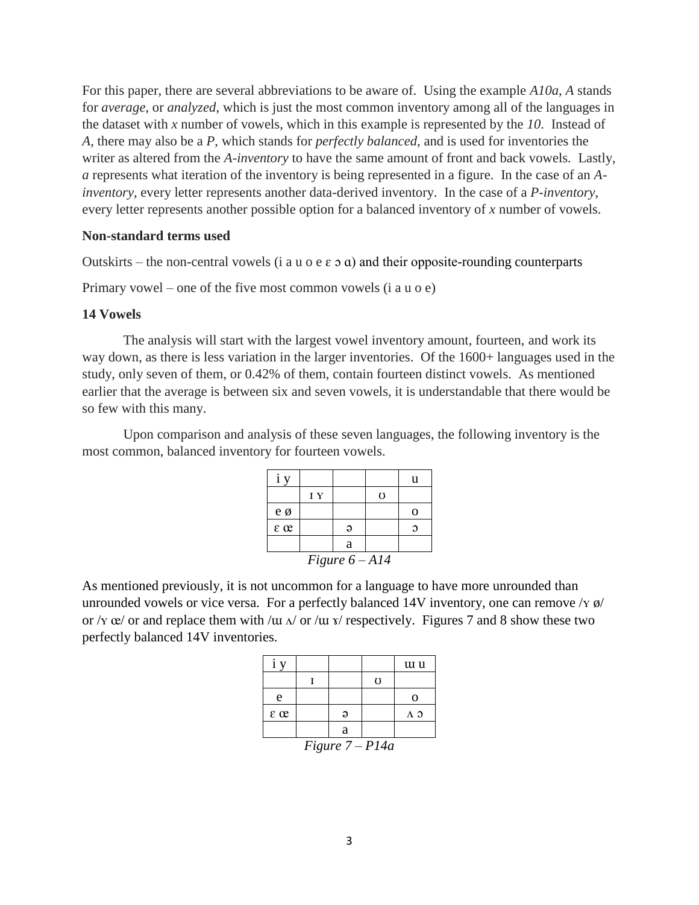For this paper, there are several abbreviations to be aware of. Using the example *A10a*, *A* stands for *average*, or *analyzed*, which is just the most common inventory among all of the languages in the dataset with *x* number of vowels, which in this example is represented by the *10*. Instead of *A*, there may also be a *P*, which stands for *perfectly balanced*, and is used for inventories the writer as altered from the *A-inventory* to have the same amount of front and back vowels. Lastly, *a* represents what iteration of the inventory is being represented in a figure. In the case of an *A-inventory*, every letter represents another data-derived inventory. In the case of a *P-inventory*, every letter represents another possible option for a balanced inventory of *x* number of vowels.

**Non-standard terms used**

Outskirts – the non-central vowels (i a u o e ɛ ɔ ɑ) and their opposite-rounding counterparts

Primary vowel – one of the five most common vowels (i a u o e)

**14 Vowels**

The analysis will start with the largest vowel inventory amount, fourteen, and work its way down, as there is less variation in the larger inventories. Of the 1600+ languages used in the study, only seven of them, or 0.42% of them, contain fourteen distinct vowels. As mentioned earlier that the average is between six and seven vowels, it is understandable that there would be so few with this many.

Upon comparison and analysis of these seven languages, the following inventory is the most common, balanced inventory for fourteen vowels.

| i y | | | | u |
|---|---|---|---|---|
| | ɪ ʏ | | ʊ | |
| e ø | | | | o |
| ɛ œ | | ə | | ɔ |
| | | a | | |

*Figure 6 – A14*

As mentioned previously, it is not uncommon for a language to have more unrounded than unrounded vowels or vice versa. For a perfectly balanced 14V inventory, one can remove /ʏ ø/ or /ʏ œ/ or and replace them with /ɯ ʌ/ or /ɯ ɤ/ respectively. Figures 7 and 8 show these two perfectly balanced 14V inventories.

| i y | | | | ɯ u |
|---|---|---|---|---|
| | ɪ | | ʊ | |
| e | | | | o |
| ɛ œ | | ə | | ʌ ɔ |
| | | a | | |

*Figure 7 – P14a*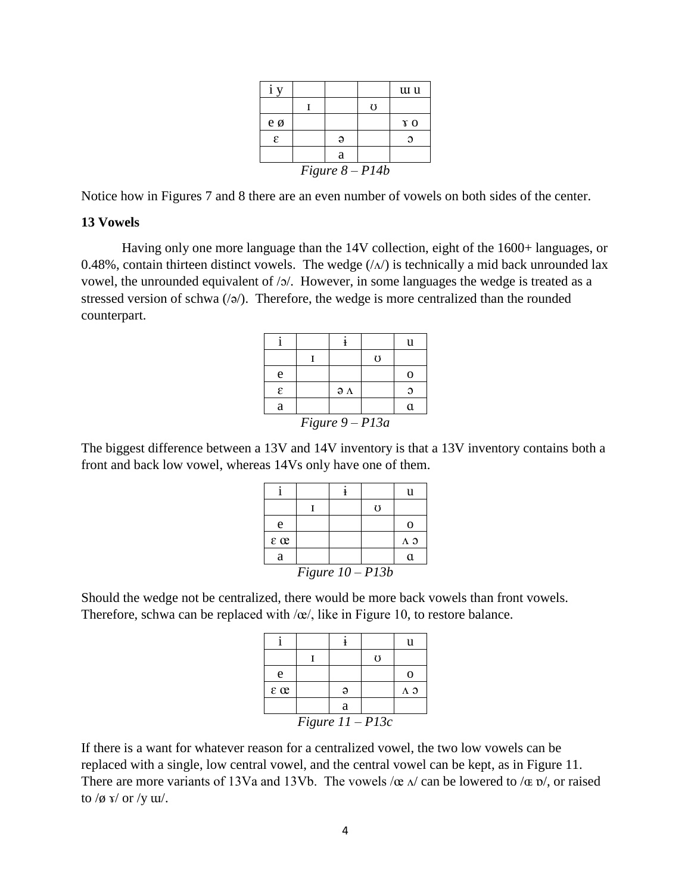| i y | | | | ɯ u |
|---|---|---|---|---|
| | ɪ | | ʊ | |
| e ø | | | | ɤ o |
| ɛ | | ə | | ɔ |
| | | a | | |

*Figure 8 – P14b*

Notice how in Figures 7 and 8 there are an even number of vowels on both sides of the center.

**13 Vowels**

Having only one more language than the 14V collection, eight of the 1600+ languages, or 0.48%, contain thirteen distinct vowels. The wedge (/ʌ/) is technically a mid back unrounded lax vowel, the unrounded equivalent of /ɔ/. However, in some languages the wedge is treated as a stressed version of schwa (/ə/). Therefore, the wedge is more centralized than the rounded counterpart.

| i | | ɨ | | u |
|---|---|---|---|---|
| | ɪ | | ʊ | |
| e | | | | o |
| ɛ | | ə ʌ | | ɔ |
| a | | | | ɑ |

*Figure 9 – P13a*

The biggest difference between a 13V and 14V inventory is that a 13V inventory contains both a front and back low vowel, whereas 14Vs only have one of them.

| i | | ɨ | | u |
|---|---|---|---|---|
| | ɪ | | ʊ | |
| e | | | | o |
| ɛ œ | | | | ʌ ɔ |
| a | | | | ɑ |

*Figure 10 – P13b*

Should the wedge not be centralized, there would be more back vowels than front vowels. Therefore, schwa can be replaced with /œ/, like in Figure 10, to restore balance.

| i | | ɨ | | u |
|---|---|---|---|---|
| | ɪ | | ʊ | |
| e | | | | o |
| ɛ œ | | ə | | ʌ ɔ |
| | | a | | |

*Figure 11 – P13c*

If there is a want for whatever reason for a centralized vowel, the two low vowels can be replaced with a single, low central vowel, and the central vowel can be kept, as in Figure 11. There are more variants of 13Va and 13Vb. The vowels /œ ʌ/ can be lowered to /ɶ ɒ/, or raised to /ø ɤ/ or /y ɯ/.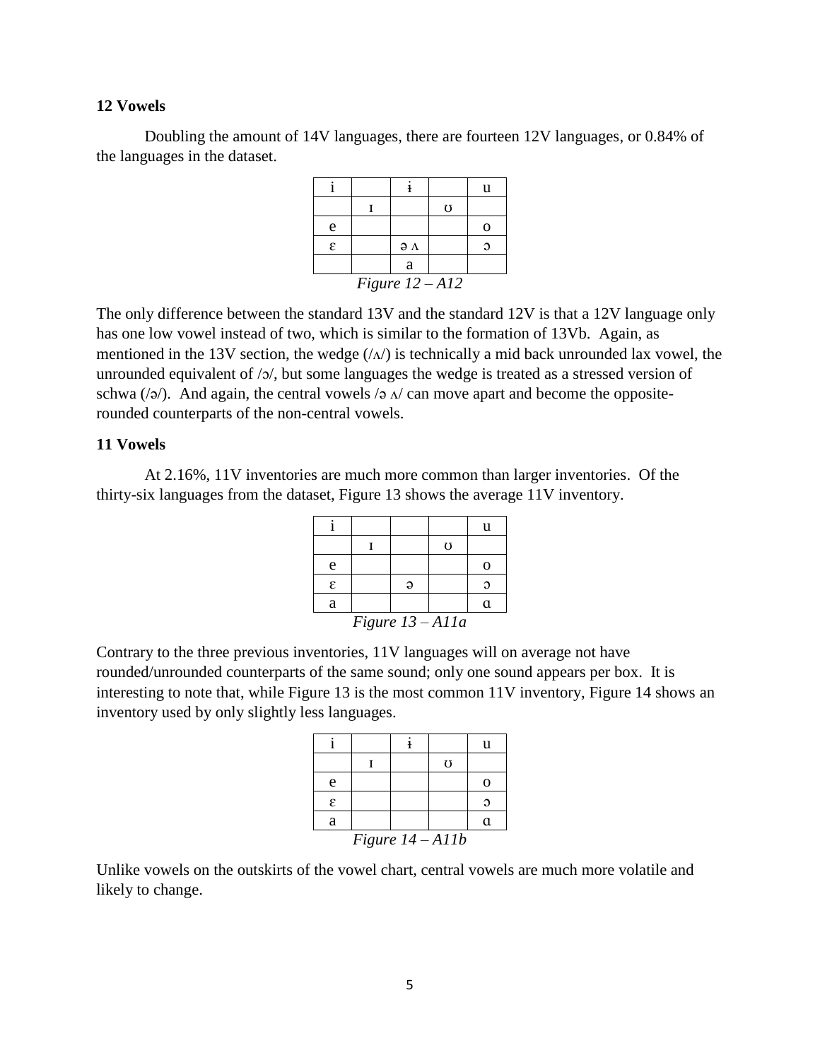**12 Vowels**

Doubling the amount of 14V languages, there are fourteen 12V languages, or 0.84% of the languages in the dataset.

| i | | ɨ | | u |
|---|---|---|---|---|
| | ɪ | | ʊ | |
| e | | | | o |
| ɛ | | ə ʌ | | ɔ |
| | | a | | |

*Figure 12 – A12*

The only difference between the standard 13V and the standard 12V is that a 12V language only has one low vowel instead of two, which is similar to the formation of 13Vb. Again, as mentioned in the 13V section, the wedge (/ʌ/) is technically a mid back unrounded lax vowel, the unrounded equivalent of /ɔ/, but some languages the wedge is treated as a stressed version of schwa (/ə/). And again, the central vowels /ə ʌ/ can move apart and become the opposite-rounded counterparts of the non-central vowels.

**11 Vowels**

At 2.16%, 11V inventories are much more common than larger inventories. Of the thirty-six languages from the dataset, Figure 13 shows the average 11V inventory.

| i | | | | u |
|---|---|---|---|---|
| | ɪ | | ʊ | |
| e | | | | o |
| ɛ | | ə | | ɔ |
| a | | | | ɑ |

*Figure 13 – A11a*

Contrary to the three previous inventories, 11V languages will on average not have rounded/unrounded counterparts of the same sound; only one sound appears per box. It is interesting to note that, while Figure 13 is the most common 11V inventory, Figure 14 shows an inventory used by only slightly less languages.

| i | | ɨ | | u |
|---|---|---|---|---|
| | ɪ | | ʊ | |
| e | | | | o |
| ɛ | | | | ɔ |
| a | | | | ɑ |

*Figure 14 – A11b*

Unlike vowels on the outskirts of the vowel chart, central vowels are much more volatile and likely to change.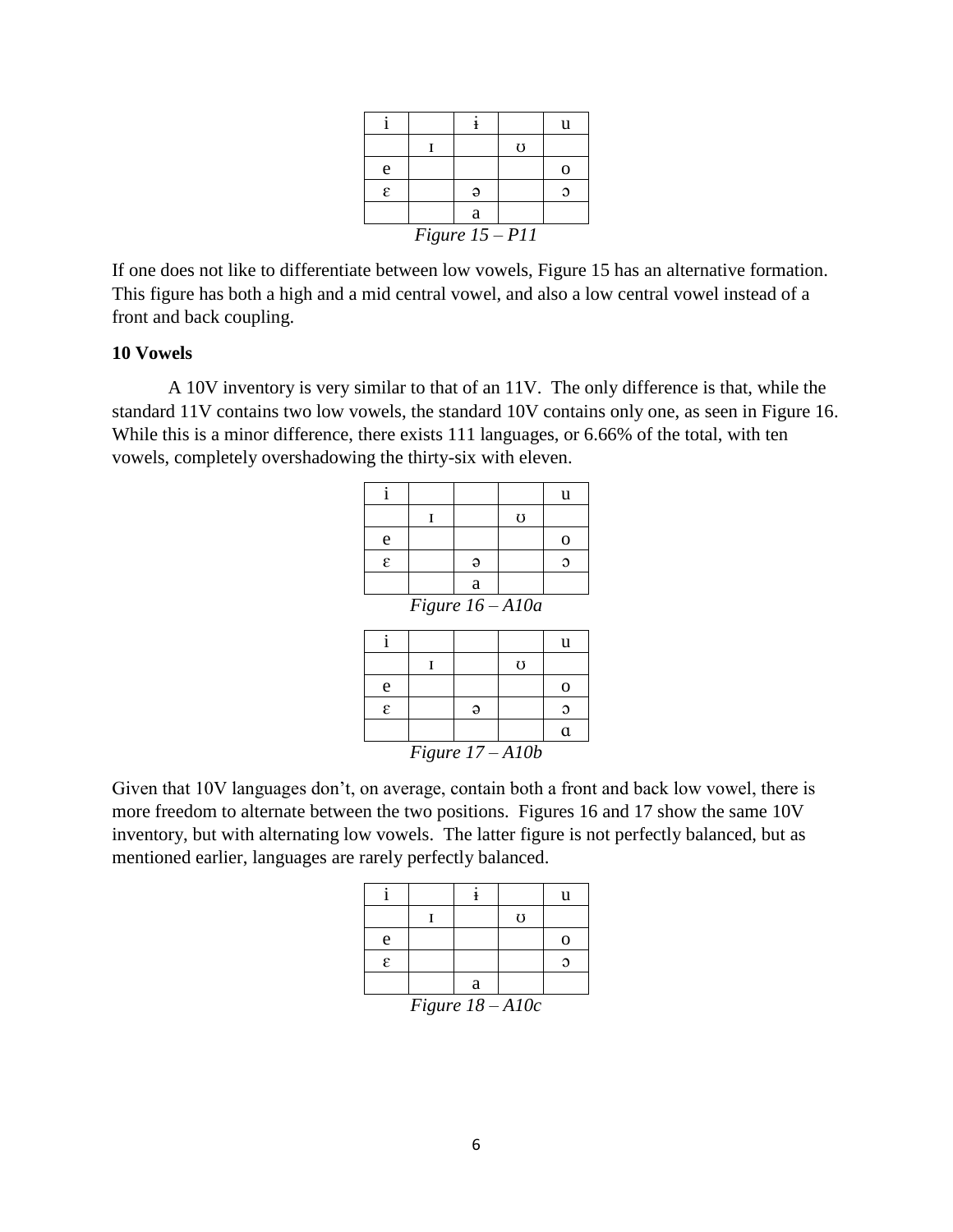| i | | ɨ | | u |
| --- | --- | --- | --- | --- |
| | ɪ | | ʊ | |
| e | | | | o |
| ɛ | | ə | | ɔ |
| | | a | | |

*Figure 15 – P11*

If one does not like to differentiate between low vowels, Figure 15 has an alternative formation. This figure has both a high and a mid central vowel, and also a low central vowel instead of a front and back coupling.

**10 Vowels**

A 10V inventory is very similar to that of an 11V. The only difference is that, while the standard 11V contains two low vowels, the standard 10V contains only one, as seen in Figure 16. While this is a minor difference, there exists 111 languages, or 6.66% of the total, with ten vowels, completely overshadowing the thirty-six with eleven.

| i | | | | u |
| --- | --- | --- | --- | --- |
| | ɪ | | ʊ | |
| e | | | | o |
| ɛ | | ə | | ɔ |
| | | a | | |

*Figure 16 – A10a*

| i | | | | u |
| --- | --- | --- | --- | --- |
| | ɪ | | ʊ | |
| e | | | | o |
| ɛ | | ə | | ɔ |
| | | | | ɑ |

*Figure 17 – A10b*

Given that 10V languages don't, on average, contain both a front and back low vowel, there is more freedom to alternate between the two positions. Figures 16 and 17 show the same 10V inventory, but with alternating low vowels. The latter figure is not perfectly balanced, but as mentioned earlier, languages are rarely perfectly balanced.

| i | | ɨ | | u |
| --- | --- | --- | --- | --- |
| | ɪ | | ʊ | |
| e | | | | o |
| ɛ | | | | ɔ |
| | | a | | |

*Figure 18 – A10c*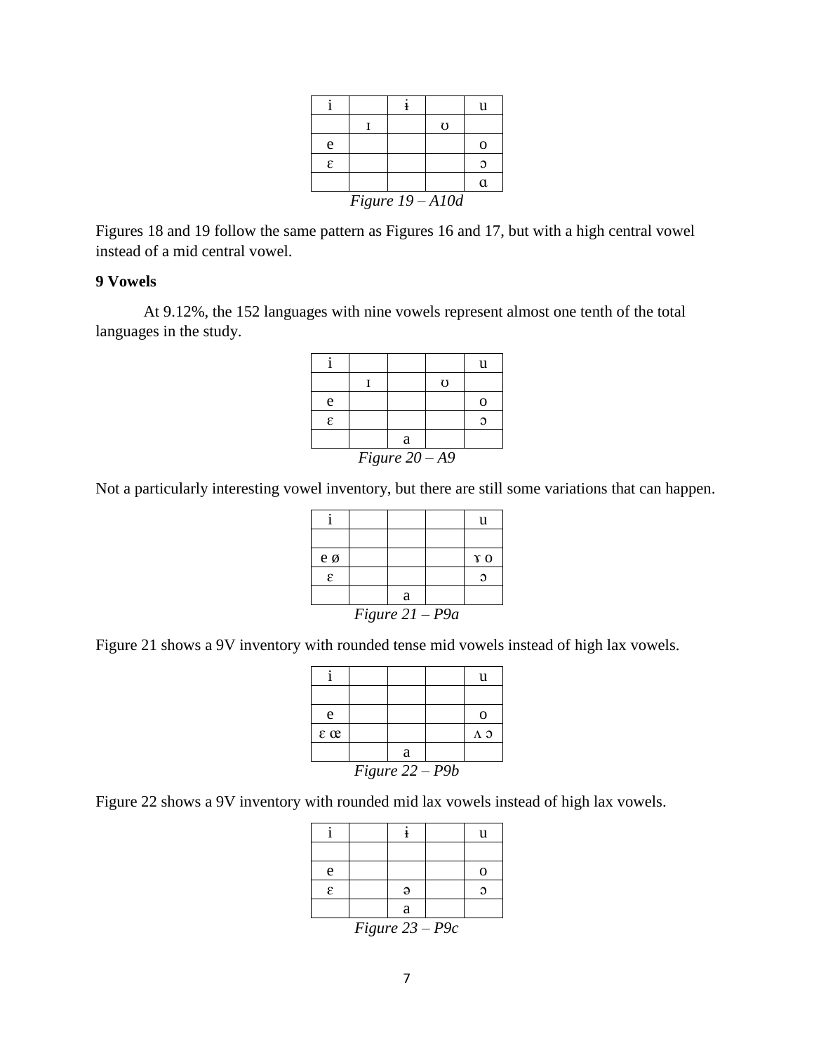| i | | ɨ | | u |
|---|---|---|---|---|
| | ɪ | | ʊ | |
| e | | | | o |
| ɛ | | | | ɔ |
| | | | | ɑ |

*Figure 19 – A10d*

Figures 18 and 19 follow the same pattern as Figures 16 and 17, but with a high central vowel instead of a mid central vowel.

**9 Vowels**

At 9.12%, the 152 languages with nine vowels represent almost one tenth of the total languages in the study.

| i | | | | u |
|---|---|---|---|---|
| | ɪ | | ʊ | |
| e | | | | o |
| ɛ | | | | ɔ |
| | | a | | |

*Figure 20 – A9*

Not a particularly interesting vowel inventory, but there are still some variations that can happen.

| i | | | | u |
|---|---|---|---|---|
| | | | | |
| e ø | | | | ɤ o |
| ɛ | | | | ɔ |
| | | a | | |

*Figure 21 – P9a*

Figure 21 shows a 9V inventory with rounded tense mid vowels instead of high lax vowels.

| i | | | | u |
|---|---|---|---|---|
| | | | | |
| e | | | | o |
| ɛ œ | | | | ʌ ɔ |
| | | a | | |

*Figure 22 – P9b*

Figure 22 shows a 9V inventory with rounded mid lax vowels instead of high lax vowels.

| i | | ɨ | | u |
|---|---|---|---|---|
| | | | | |
| e | | | | o |
| ɛ | | ə | | ɔ |
| | | a | | |

*Figure 23 – P9c*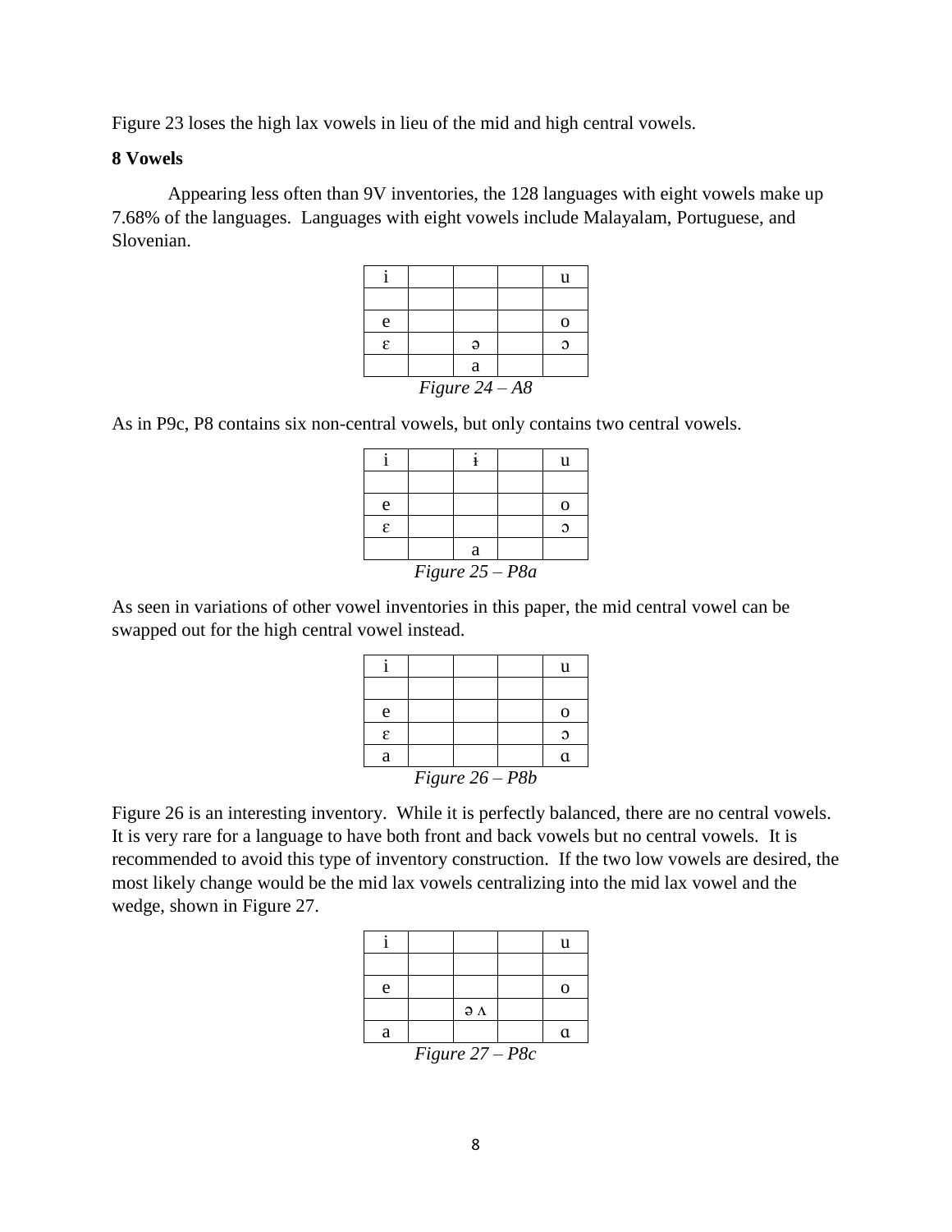Figure 23 loses the high lax vowels in lieu of the mid and high central vowels.

**8 Vowels**

Appearing less often than 9V inventories, the 128 languages with eight vowels make up 7.68% of the languages. Languages with eight vowels include Malayalam, Portuguese, and Slovenian.

| i | | | | u |
|---|---|---|---|---|
| | | | | |
| e | | | | o |
| ɛ | | ə | | ɔ |
| | | a | | |

*Figure 24 – A8*

As in P9c, P8 contains six non-central vowels, but only contains two central vowels.

| i | | ɨ | | u |
|---|---|---|---|---|
| | | | | |
| e | | | | o |
| ɛ | | | | ɔ |
| | | a | | |

*Figure 25 – P8a*

As seen in variations of other vowel inventories in this paper, the mid central vowel can be swapped out for the high central vowel instead.

| i | | | | u |
|---|---|---|---|---|
| | | | | |
| e | | | | o |
| ɛ | | | | ɔ |
| a | | | | ɑ |

*Figure 26 – P8b*

Figure 26 is an interesting inventory. While it is perfectly balanced, there are no central vowels. It is very rare for a language to have both front and back vowels but no central vowels. It is recommended to avoid this type of inventory construction. If the two low vowels are desired, the most likely change would be the mid lax vowels centralizing into the mid lax vowel and the wedge, shown in Figure 27.

| i | | | | u |
|---|---|---|---|---|
| | | | | |
| e | | | | o |
| | | ə ʌ | | |
| a | | | | ɑ |

*Figure 27 – P8c*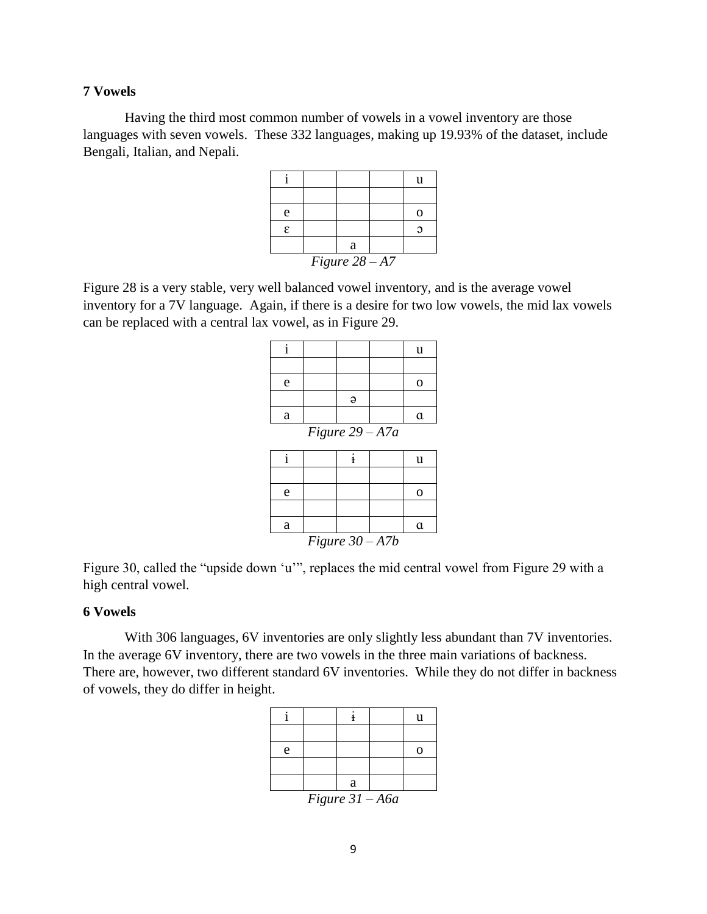### 7 Vowels

Having the third most common number of vowels in a vowel inventory are those languages with seven vowels. These 332 languages, making up 19.93% of the dataset, include Bengali, Italian, and Nepali.

| i | | | | u |
|---|---|---|---|---|
| | | | | |
| e | | | | o |
| ɛ | | | | ɔ |
| | | a | | |

*Figure 28 – A7*

Figure 28 is a very stable, very well balanced vowel inventory, and is the average vowel inventory for a 7V language. Again, if there is a desire for two low vowels, the mid lax vowels can be replaced with a central lax vowel, as in Figure 29.

| i | | | | u |
|---|---|---|---|---|
| | | | | |
| e | | | | o |
| | | ə | | |
| a | | | | ɑ |

*Figure 29 – A7a*

| i | | ɨ | | u |
|---|---|---|---|---|
| | | | | |
| e | | | | o |
| | | | | |
| a | | | | ɑ |

*Figure 30 – A7b*

Figure 30, called the "upside down 'u'", replaces the mid central vowel from Figure 29 with a high central vowel.

### 6 Vowels

With 306 languages, 6V inventories are only slightly less abundant than 7V inventories. In the average 6V inventory, there are two vowels in the three main variations of backness. There are, however, two different standard 6V inventories. While they do not differ in backness of vowels, they do differ in height.

| i | | ɨ | | u |
|---|---|---|---|---|
| | | | | |
| e | | | | o |
| | | | | |
| | | a | | |

*Figure 31 – A6a*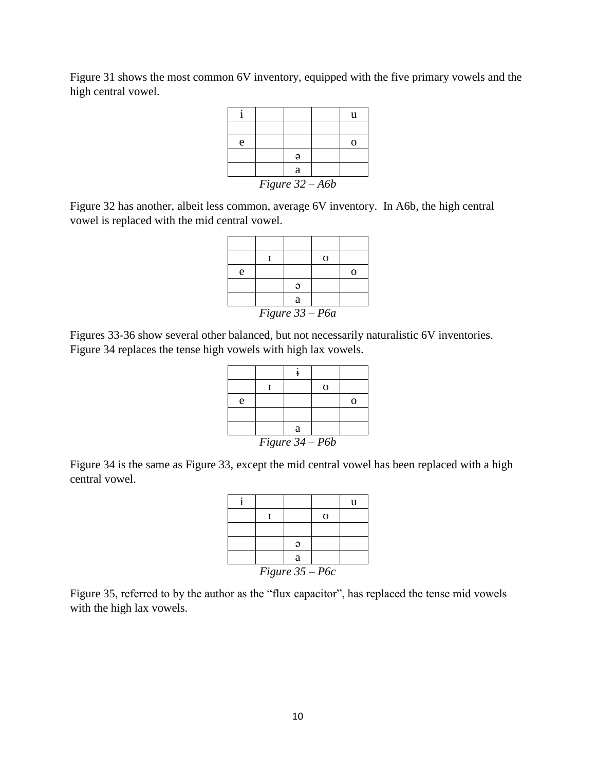Figure 31 shows the most common 6V inventory, equipped with the five primary vowels and the high central vowel.

| | | | | |
|---|---|---|---|---|
| i | | | | u |
| | | | | |
| e | | | | o |
| | | ə | | |
| | | a | | |

*Figure 32 – A6b*

Figure 32 has another, albeit less common, average 6V inventory. In A6b, the high central vowel is replaced with the mid central vowel.

| | | | | |
|---|---|---|---|---|
| | | | | |
| | ɪ | | ʊ | |
| e | | | | o |
| | | ə | | |
| | | a | | |

*Figure 33 – P6a*

Figures 33-36 show several other balanced, but not necessarily naturalistic 6V inventories. Figure 34 replaces the tense high vowels with high lax vowels.

| | | | | |
|---|---|---|---|---|
| | | ɨ | | |
| | ɪ | | ʊ | |
| e | | | | o |
| | | | | |
| | | a | | |

*Figure 34 – P6b*

Figure 34 is the same as Figure 33, except the mid central vowel has been replaced with a high central vowel.

| | | | | |
|---|---|---|---|---|
| i | | | | u |
| | ɪ | | ʊ | |
| | | | | |
| | | ə | | |
| | | a | | |

*Figure 35 – P6c*

Figure 35, referred to by the author as the "flux capacitor", has replaced the tense mid vowels with the high lax vowels.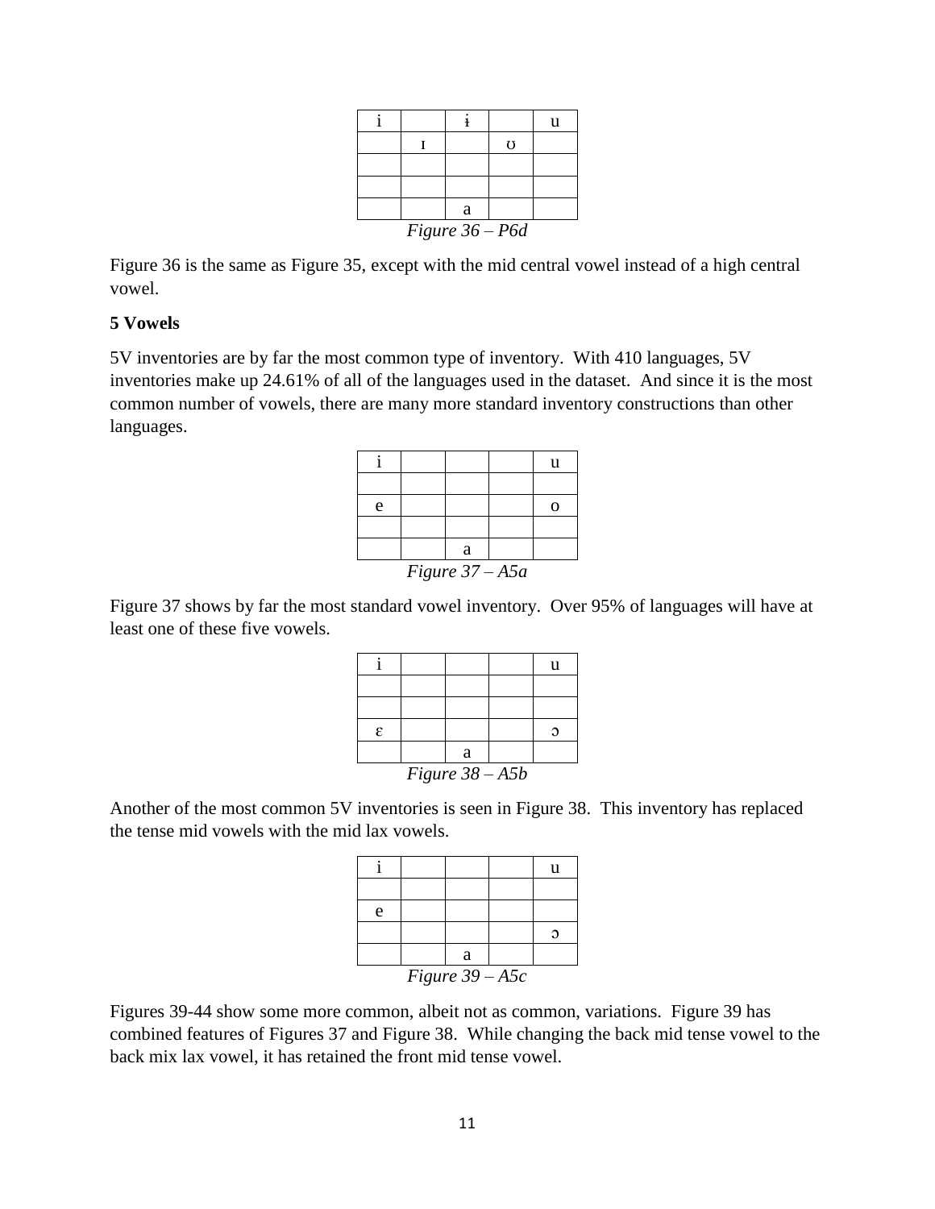| i | | ɨ | | u |
|---|---|---|---|---|
| | ɪ | | ʊ | |
| | | | | |
| | | | | |
| | | a | | |

*Figure 36 – P6d*

Figure 36 is the same as Figure 35, except with the mid central vowel instead of a high central vowel.

**5 Vowels**

5V inventories are by far the most common type of inventory. With 410 languages, 5V inventories make up 24.61% of all of the languages used in the dataset. And since it is the most common number of vowels, there are many more standard inventory constructions than other languages.

| i | | | | u |
|---|---|---|---|---|
| | | | | |
| e | | | | o |
| | | | | |
| | | a | | |

*Figure 37 – A5a*

Figure 37 shows by far the most standard vowel inventory. Over 95% of languages will have at least one of these five vowels.

| i | | | | u |
|---|---|---|---|---|
| | | | | |
| | | | | |
| ɛ | | | | ɔ |
| | | a | | |

*Figure 38 – A5b*

Another of the most common 5V inventories is seen in Figure 38. This inventory has replaced the tense mid vowels with the mid lax vowels.

| i | | | | u |
|---|---|---|---|---|
| | | | | |
| e | | | | |
| | | | | ɔ |
| | | a | | |

*Figure 39 – A5c*

Figures 39-44 show some more common, albeit not as common, variations. Figure 39 has combined features of Figures 37 and Figure 38. While changing the back mid tense vowel to the back mix lax vowel, it has retained the front mid tense vowel.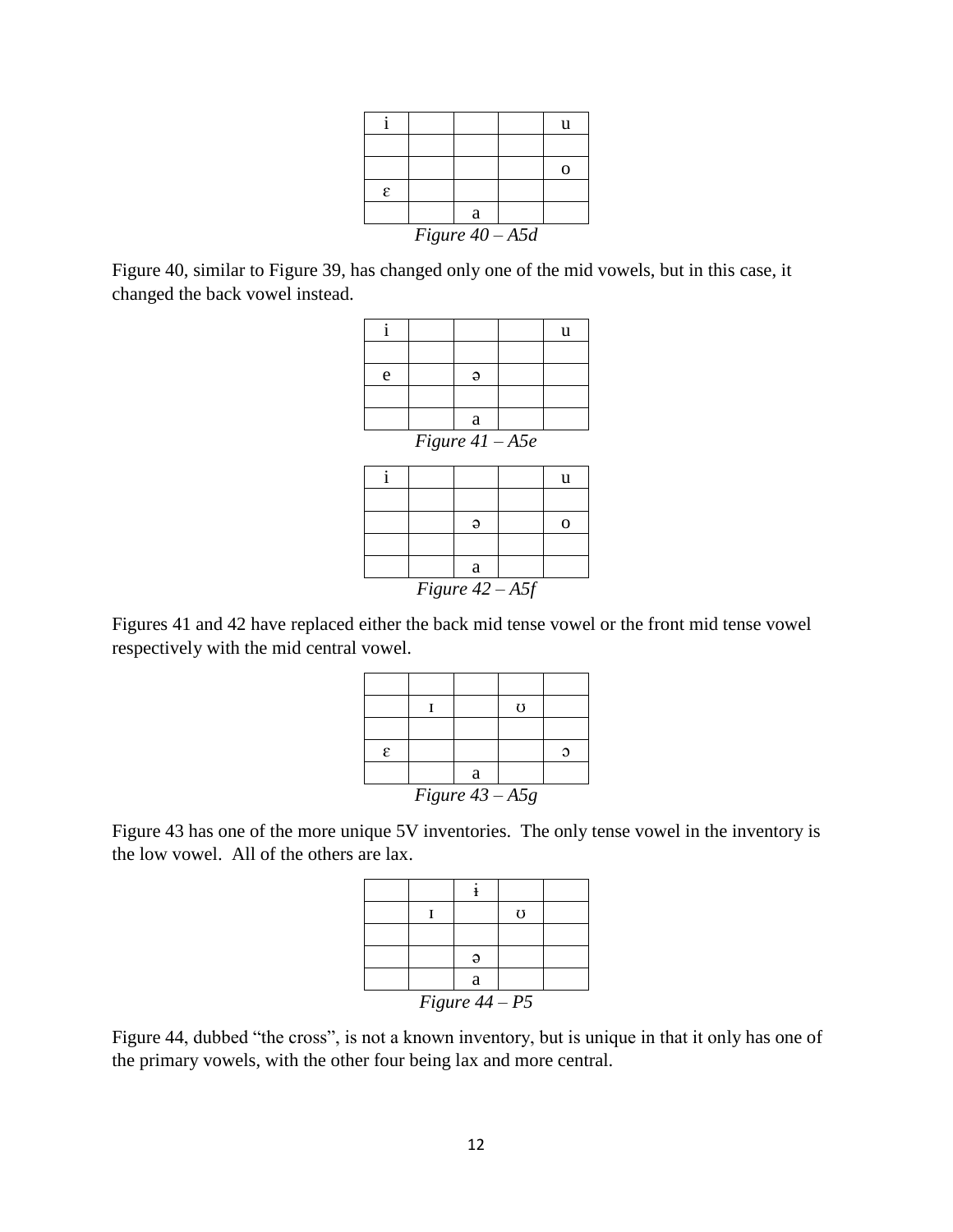| | | | | |
|---|---|---|---|---|
| i | | | | u |
| | | | | |
| | | | | o |
| ɛ | | | | |
| | | a | | |

*Figure 40 – A5d*

Figure 40, similar to Figure 39, has changed only one of the mid vowels, but in this case, it changed the back vowel instead.

| | | | | |
|---|---|---|---|---|
| i | | | | u |
| | | | | |
| e | | ə | | |
| | | | | |
| | | a | | |

*Figure 41 – A5e*

| | | | | |
|---|---|---|---|---|
| i | | | | u |
| | | | | |
| | | ə | | o |
| | | | | |
| | | a | | |

*Figure 42 – A5f*

Figures 41 and 42 have replaced either the back mid tense vowel or the front mid tense vowel respectively with the mid central vowel.

| | | | | |
|---|---|---|---|---|
| | | | | |
| | ɪ | | ʊ | |
| | | | | |
| ɛ | | | | ɔ |
| | | a | | |

*Figure 43 – A5g*

Figure 43 has one of the more unique 5V inventories. The only tense vowel in the inventory is the low vowel. All of the others are lax.

| | | | | |
|---|---|---|---|---|
| | | ɨ | | |
| | ɪ | | ʊ | |
| | | | | |
| | | ə | | |
| | | a | | |

*Figure 44 – P5*

Figure 44, dubbed "the cross", is not a known inventory, but is unique in that it only has one of the primary vowels, with the other four being lax and more central.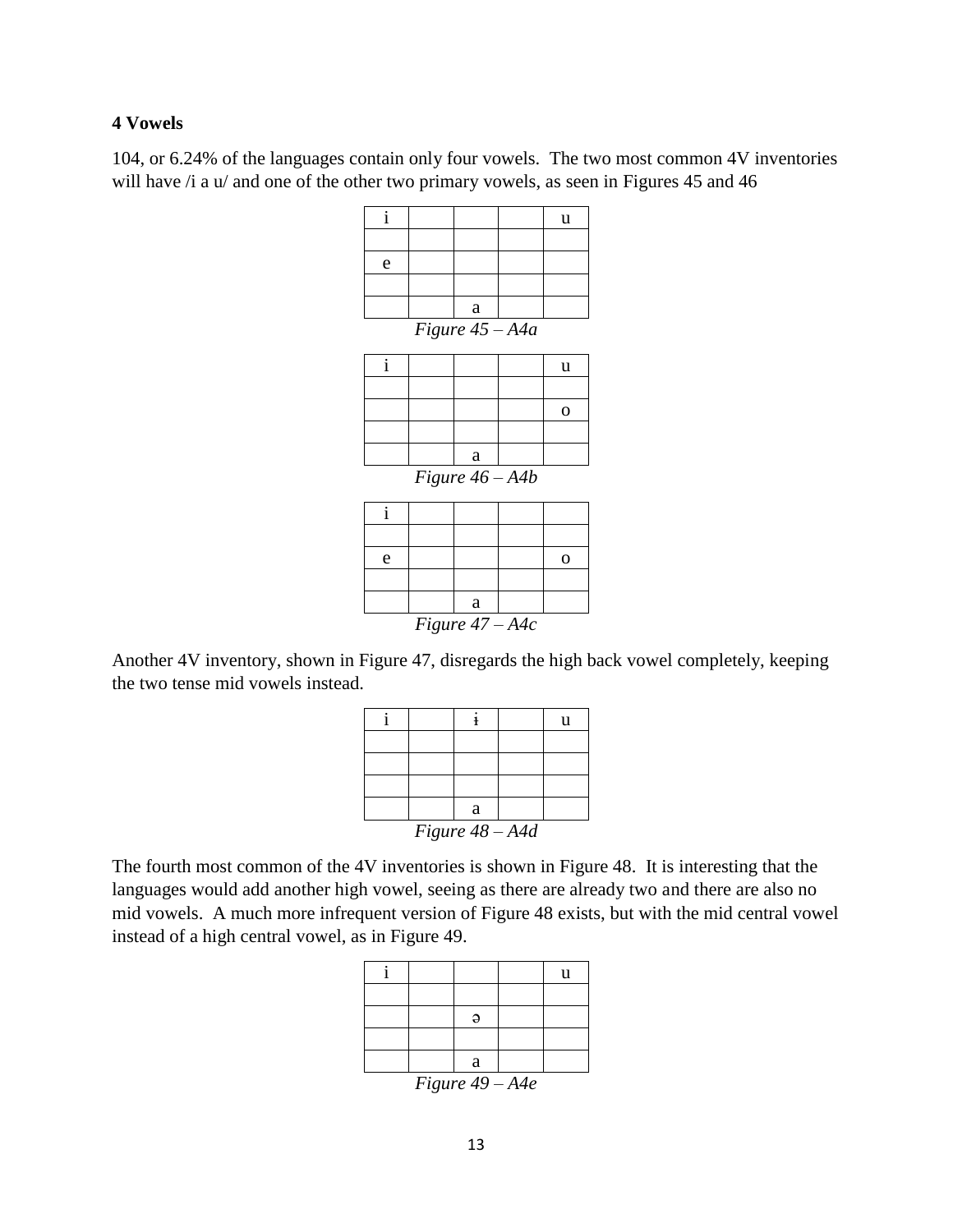**4 Vowels**

104, or 6.24% of the languages contain only four vowels. The two most common 4V inventories will have /i a u/ and one of the other two primary vowels, as seen in Figures 45 and 46

| i | | | | u |
|---|---|---|---|---|
| | | | | |
| e | | | | |
| | | | | |
| | | a | | |

*Figure 45 – A4a*

| i | | | | u |
|---|---|---|---|---|
| | | | | |
| | | | | o |
| | | | | |
| | | a | | |

*Figure 46 – A4b*

| i | | | | |
|---|---|---|---|---|
| | | | | |
| e | | | | o |
| | | | | |
| | | a | | |

*Figure 47 – A4c*

Another 4V inventory, shown in Figure 47, disregards the high back vowel completely, keeping the two tense mid vowels instead.

| i | | ɨ | | u |
|---|---|---|---|---|
| | | | | |
| | | | | |
| | | | | |
| | | a | | |

*Figure 48 – A4d*

The fourth most common of the 4V inventories is shown in Figure 48. It is interesting that the languages would add another high vowel, seeing as there are already two and there are also no mid vowels. A much more infrequent version of Figure 48 exists, but with the mid central vowel instead of a high central vowel, as in Figure 49.

| i | | | | u |
|---|---|---|---|---|
| | | | | |
| | | ə | | |
| | | | | |
| | | a | | |

*Figure 49 – A4e*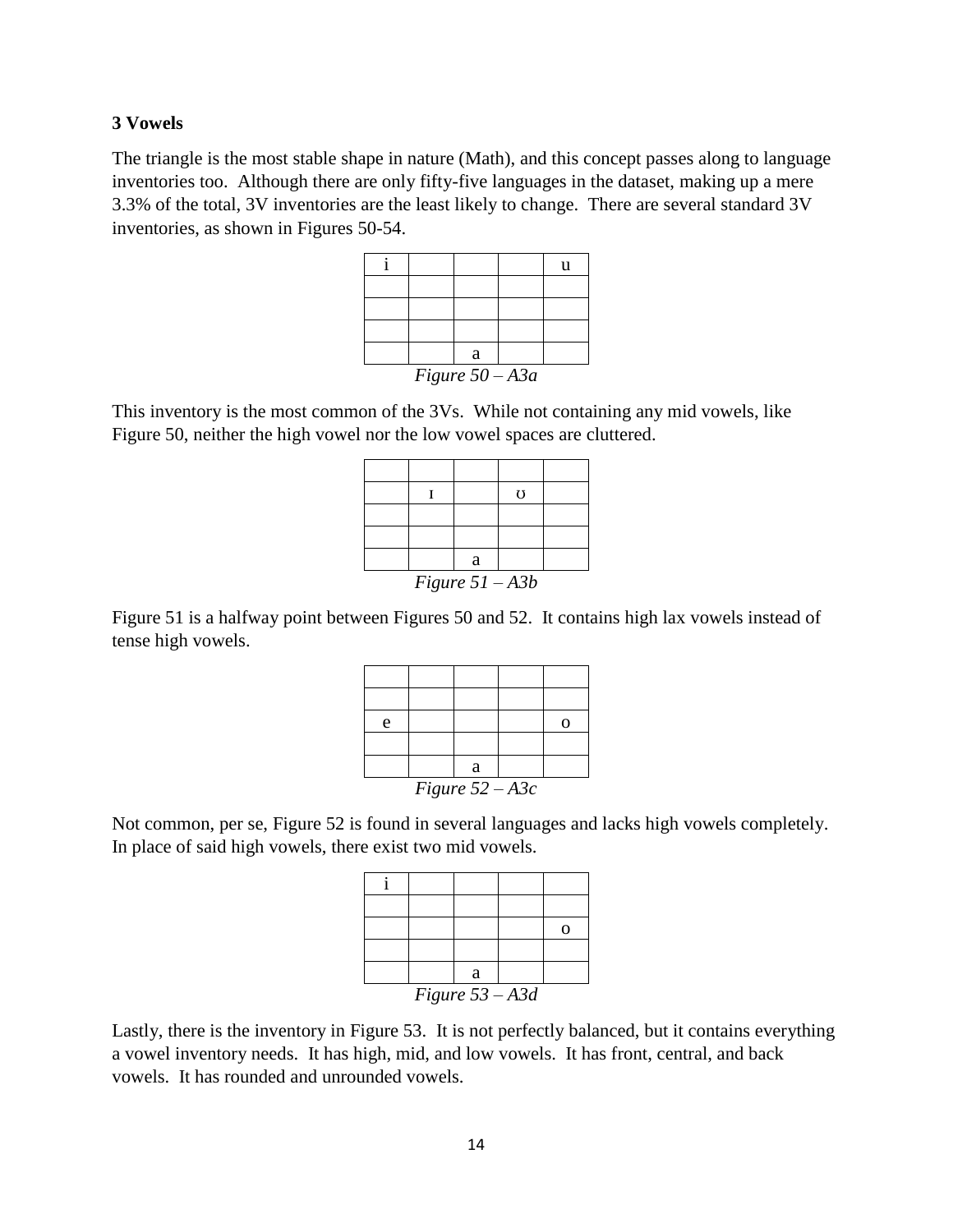### 3 Vowels

The triangle is the most stable shape in nature (Math), and this concept passes along to language inventories too. Although there are only fifty-five languages in the dataset, making up a mere 3.3% of the total, 3V inventories are the least likely to change. There are several standard 3V inventories, as shown in Figures 50-54.

| | | | | |
|---|---|---|---|---|
| i | | | | u |
| | | | | |
| | | | | |
| | | | | |
| | | a | | |

*Figure 50 – A3a*

This inventory is the most common of the 3Vs. While not containing any mid vowels, like Figure 50, neither the high vowel nor the low vowel spaces are cluttered.

| | | | | |
|---|---|---|---|---|
| | | | | |
| | ɪ | | ʊ | |
| | | | | |
| | | | | |
| | | a | | |

*Figure 51 – A3b*

Figure 51 is a halfway point between Figures 50 and 52. It contains high lax vowels instead of tense high vowels.

| | | | | |
|---|---|---|---|---|
| | | | | |
| | | | | |
| e | | | | o |
| | | | | |
| | | a | | |

*Figure 52 – A3c*

Not common, per se, Figure 52 is found in several languages and lacks high vowels completely. In place of said high vowels, there exist two mid vowels.

| | | | | |
|---|---|---|---|---|
| i | | | | |
| | | | | |
| | | | | o |
| | | | | |
| | | a | | |

*Figure 53 – A3d*

Lastly, there is the inventory in Figure 53. It is not perfectly balanced, but it contains everything a vowel inventory needs. It has high, mid, and low vowels. It has front, central, and back vowels. It has rounded and unrounded vowels.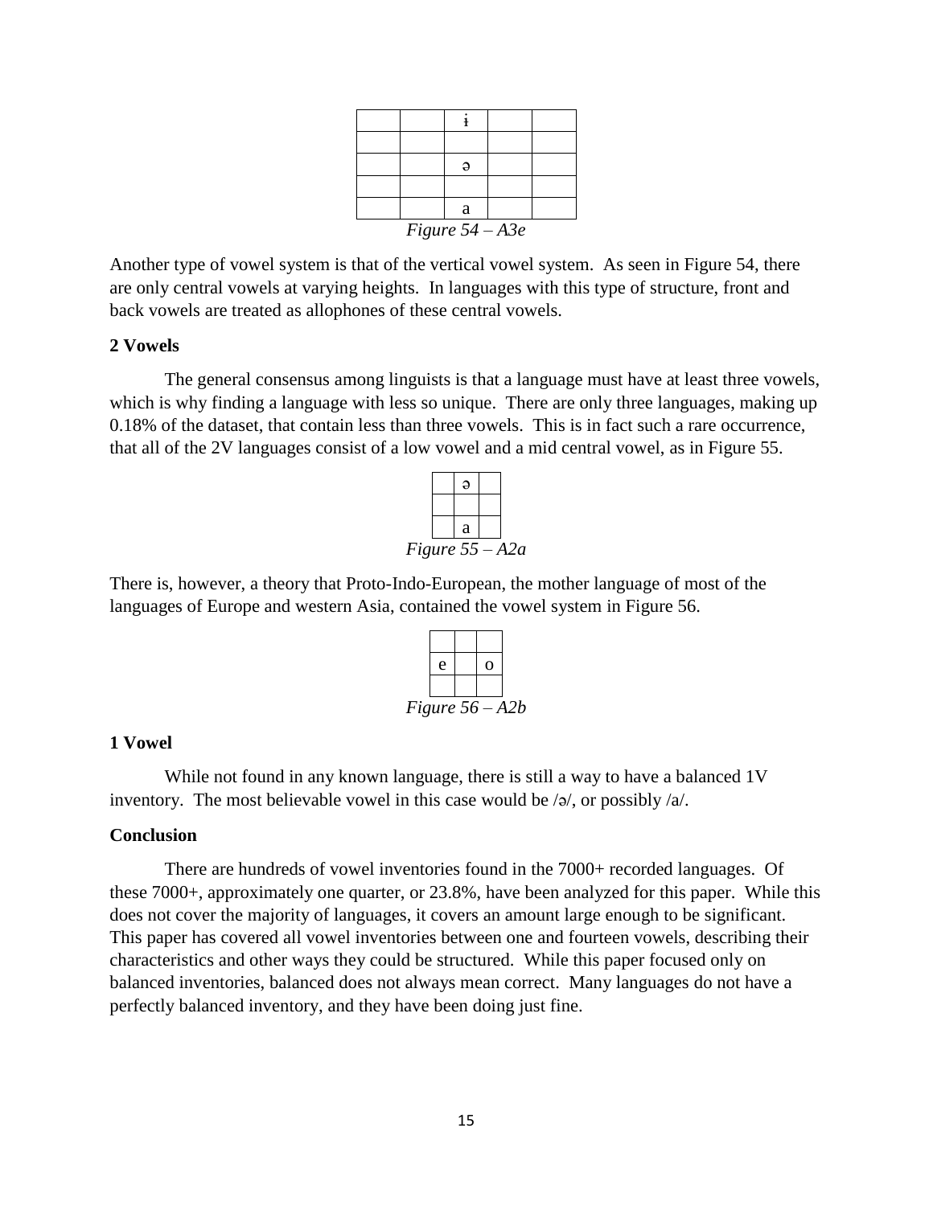|  |  | ɨ |  |  |
|---|---|---|---|---|
|  |  |  |  |  |
|  |  | ə |  |  |
|  |  |  |  |  |
|  |  | a |  |  |

*Figure 54 – A3e*

Another type of vowel system is that of the vertical vowel system. As seen in Figure 54, there are only central vowels at varying heights. In languages with this type of structure, front and back vowels are treated as allophones of these central vowels.

**2 Vowels**

The general consensus among linguists is that a language must have at least three vowels, which is why finding a language with less so unique. There are only three languages, making up 0.18% of the dataset, that contain less than three vowels. This is in fact such a rare occurrence, that all of the 2V languages consist of a low vowel and a mid central vowel, as in Figure 55.

|  | ə |  |
|---|---|---|
|  |  |  |
|  | a |  |

*Figure 55 – A2a*

There is, however, a theory that Proto-Indo-European, the mother language of most of the languages of Europe and western Asia, contained the vowel system in Figure 56.

|  |  |  |
|---|---|---|
| e |  | o |
|  |  |  |

*Figure 56 – A2b*

**1 Vowel**

While not found in any known language, there is still a way to have a balanced 1V inventory. The most believable vowel in this case would be /ə/, or possibly /a/.

**Conclusion**

There are hundreds of vowel inventories found in the 7000+ recorded languages. Of these 7000+, approximately one quarter, or 23.8%, have been analyzed for this paper. While this does not cover the majority of languages, it covers an amount large enough to be significant. This paper has covered all vowel inventories between one and fourteen vowels, describing their characteristics and other ways they could be structured. While this paper focused only on balanced inventories, balanced does not always mean correct. Many languages do not have a perfectly balanced inventory, and they have been doing just fine.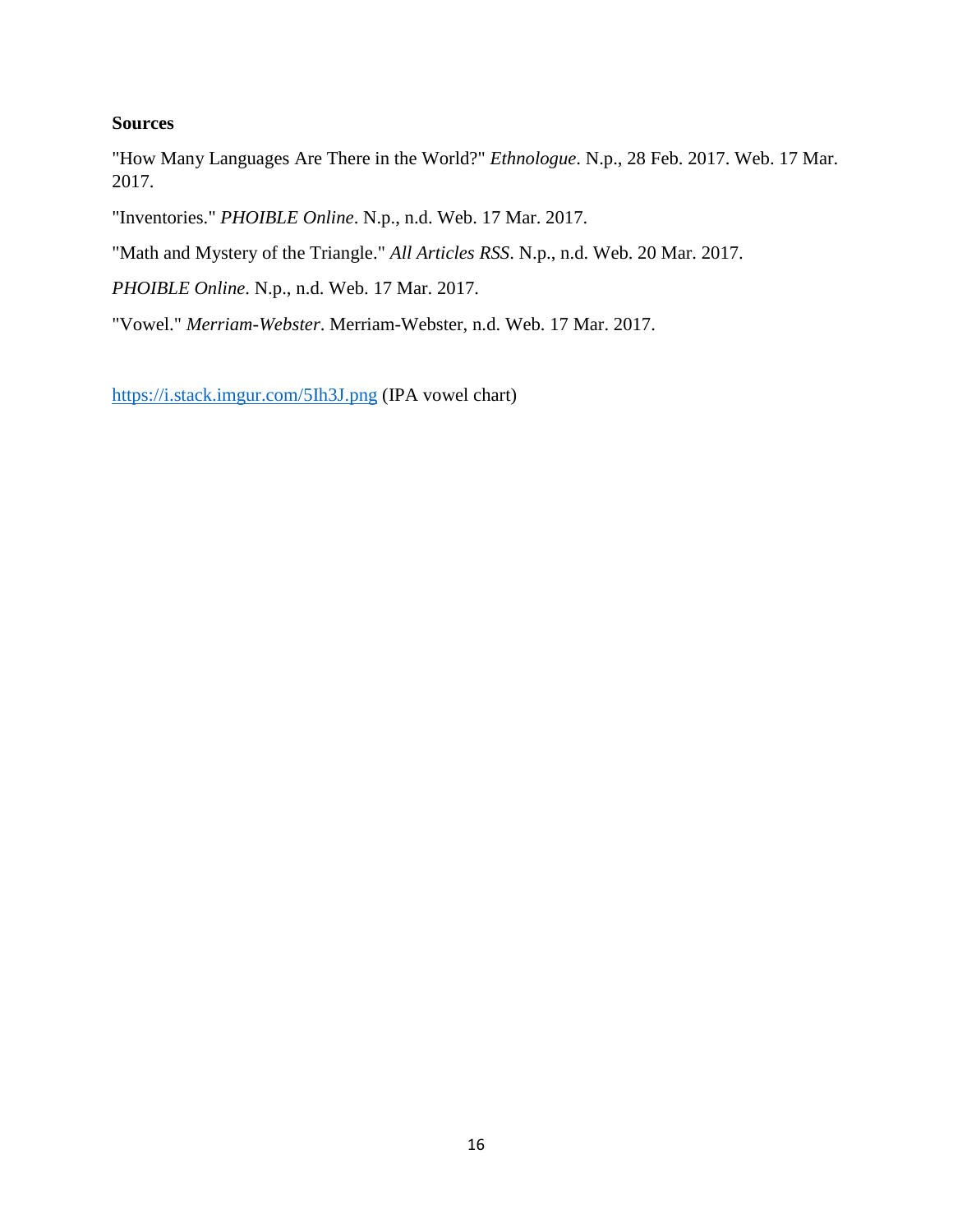**Sources**

"How Many Languages Are There in the World?" *Ethnologue*. N.p., 28 Feb. 2017. Web. 17 Mar. 2017.

"Inventories." *PHOIBLE Online*. N.p., n.d. Web. 17 Mar. 2017.

"Math and Mystery of the Triangle." *All Articles RSS*. N.p., n.d. Web. 20 Mar. 2017.

*PHOIBLE Online*. N.p., n.d. Web. 17 Mar. 2017.

"Vowel." *Merriam-Webster*. Merriam-Webster, n.d. Web. 17 Mar. 2017.

[https://i.stack.imgur.com/5Ih3J.png](https://i.stack.imgur.com/5Ih3J.png) (IPA vowel chart)